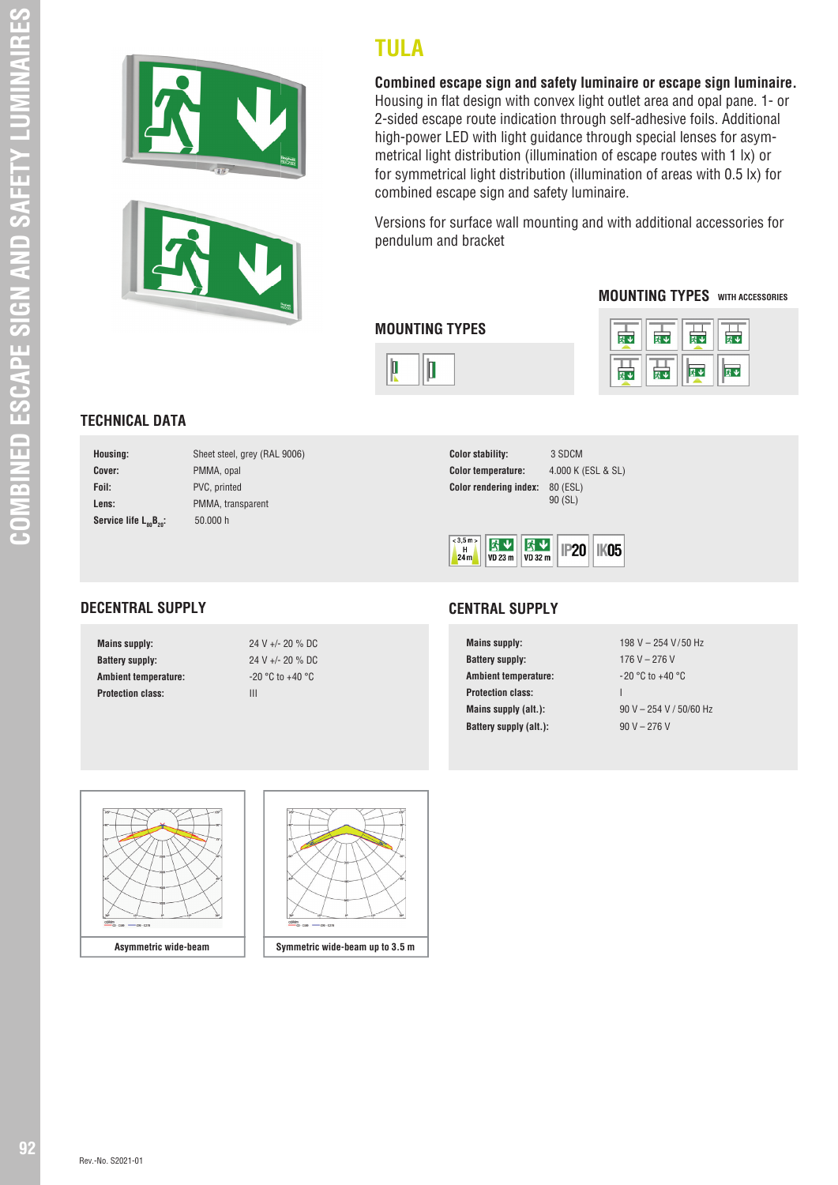# TULA

**Combined escape sign and safety luminaire or escape sign luminaire.**
Housing in flat design with convex light outlet area and opal pane. 1- or 2-sided escape route indication through self-adhesive foils. Additional high-power LED with light guidance through special lenses for asymmetrical light distribution (illumination of escape routes with 1 lx) or for symmetrical light distribution (illumination of areas with 0.5 lx) for combined escape sign and safety luminaire.

Versions for surface wall mounting and with additional accessories for pendulum and bracket

## MOUNTING TYPES

## MOUNTING TYPES WITH ACCESSORIES

## TECHNICAL DATA

| | |
|---|---|
| **Housing:** | Sheet steel, grey (RAL 9006) |
| **Cover:** | PMMA, opal |
| **Foil:** | PVC, printed |
| **Lens:** | PMMA, transparent |
| **Service life $L_{80}B_{20}$:** | 50.000 h |
| **Color stability:** | 3 SDCM |
| **Color temperature:** | 4.000 K (ESL & SL) |
| **Color rendering index:** | 80 (ESL)<br>90 (SL) |

< 3,5 m > H 24 m | VD 23 m | VD 32 m | IP20 | IK05

## DECENTRAL SUPPLY

| | |
|---|---|
| **Mains supply:** | 24 V +/- 20 % DC |
| **Battery supply:** | 24 V +/- 20 % DC |
| **Ambient temperature:** | -20 °C to +40 °C |
| **Protection class:** | III |

## CENTRAL SUPPLY

| | |
|---|---|
| **Mains supply:** | 198 V – 254 V / 50 Hz |
| **Battery supply:** | 176 V – 276 V |
| **Ambient temperature:** | -20 °C to +40 °C |
| **Protection class:** | I |
| **Mains supply (alt.):** | 90 V – 254 V / 50/60 Hz |
| **Battery supply (alt.):** | 90 V – 276 V |

Asymmetric wide-beam

Symmetric wide-beam up to 3.5 m

Rev.-No. S2021-01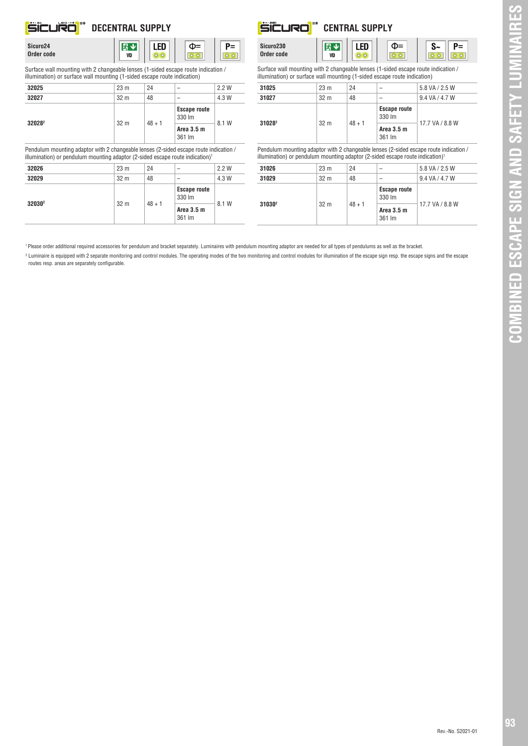## DECENTRAL SUPPLY

| Sicuro24 Order code | VD | LED | Φ= | P= |
|---|---|---|---|---|

Surface wall mounting with 2 changeable lenses (1-sided escape route indication / illumination) or surface wall mounting (1-sided escape route indication)

| | | | | |
|---|---|---|---|---|
| 32025 | 23 m | 24 | – | 2.2 W |
| 32027 | 32 m | 48 | – | 4.3 W |
| 32028[2] | 32 m | 48 + 1 | **Escape route** 330 lm | 8.1 W |
| | | | **Area 3.5 m** 361 lm | |

Pendulum mounting adaptor with 2 changeable lenses (2-sided escape route indication / illumination) or pendulum mounting adaptor (2-sided escape route indication)[1]

| | | | | |
|---|---|---|---|---|
| 32026 | 23 m | 24 | – | 2.2 W |
| 32029 | 32 m | 48 | – | 4.3 W |
| 32030[2] | 32 m | 48 + 1 | **Escape route** 330 lm | 8.1 W |
| | | | **Area 3.5 m** 361 lm | |

## CENTRAL SUPPLY

| Sicuro230 Order code | VD | LED | Φ= | S~ P= |
|---|---|---|---|---|

Surface wall mounting with 2 changeable lenses (1-sided escape route indication / illumination) or surface wall mounting (1-sided escape route indication)

| | | | | |
|---|---|---|---|---|
| 31025 | 23 m | 24 | – | 5.8 VA / 2.5 W |
| 31027 | 32 m | 48 | – | 9.4 VA / 4.7 W |
| 31028[2] | 32 m | 48 + 1 | **Escape route** 330 lm | 17.7 VA / 8.8 W |
| | | | **Area 3.5 m** 361 lm | |

Pendulum mounting adaptor with 2 changeable lenses (2-sided escape route indication / illumination) or pendulum mounting adaptor (2-sided escape route indication)[1]

| | | | | |
|---|---|---|---|---|
| 31026 | 23 m | 24 | – | 5.8 VA / 2.5 W |
| 31029 | 32 m | 48 | – | 9.4 VA / 4.7 W |
| 31030[2] | 32 m | 48 + 1 | **Escape route** 330 lm | 17.7 VA / 8.8 W |
| | | | **Area 3.5 m** 361 lm | |

[1] Please order additional required accessories for pendulum and bracket separately. Luminaires with pendulum mounting adaptor are needed for all types of pendulums as well as the bracket.

[2] Luminaire is equipped with 2 separate monitoring and control modules. The operating modes of the two monitoring and control modules for illumination of the escape sign resp. the escape signs and the escape routes resp. areas are separately configurable.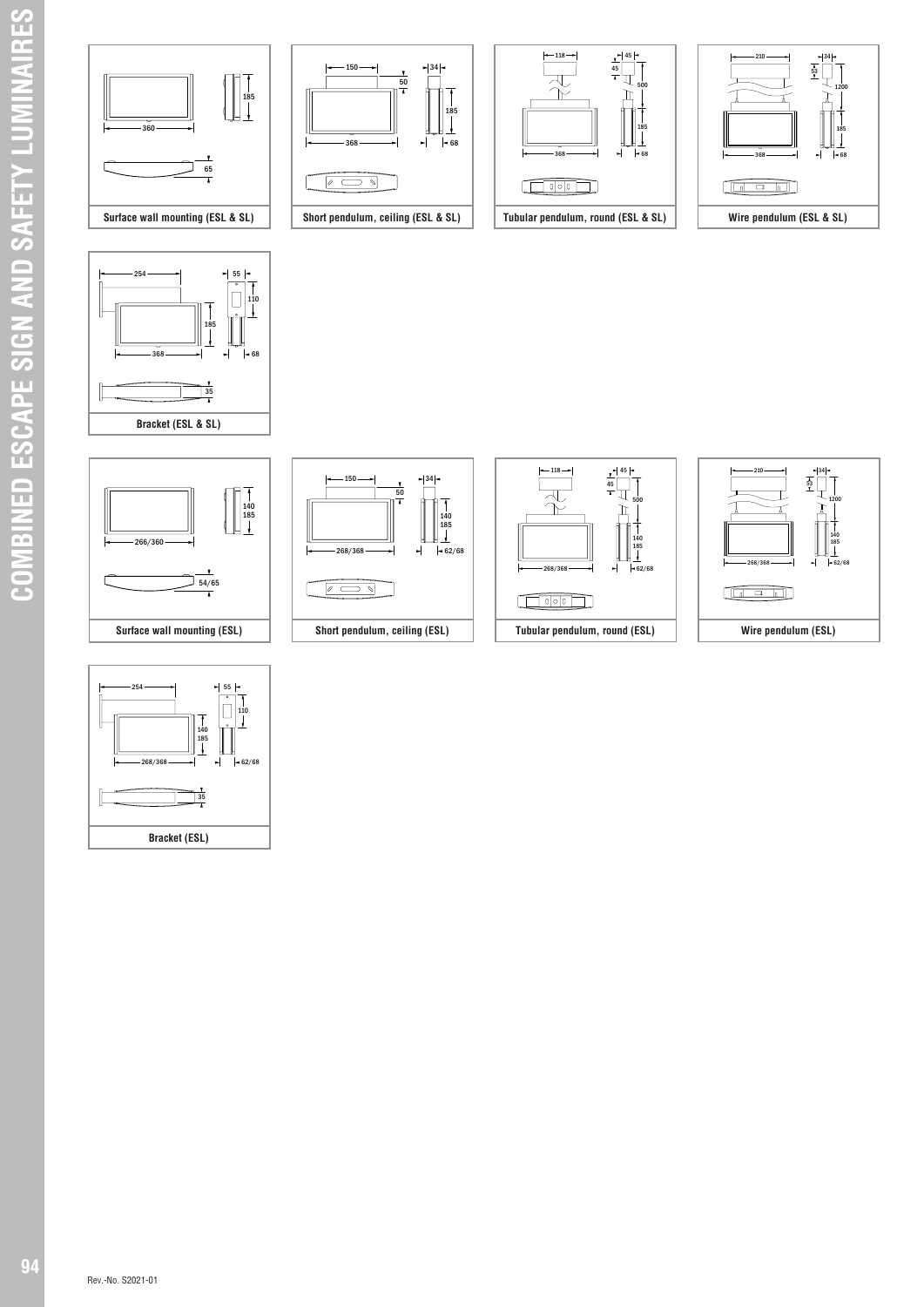# COMBINED ESCAPE SIGN AND SAFETY LUMINAIRES

360 | 185 | 65

**Surface wall mounting (ESL & SL)**

150 | 50 | 34 | 185 | 368 | 68

**Short pendulum, ceiling (ESL & SL)**

118 | 45 | 45 | 500 | 185 | 368 | 68

**Tubular pendulum, round (ESL & SL)**

210 | 34 | 53 | 1200 | 185 | 368 | 68

**Wire pendulum (ESL & SL)**

254 | 55 | 110 | 185 | 368 | 68 | 35

**Bracket (ESL & SL)**

140 | 185 | 266/360 | 54/65

**Surface wall mounting (ESL)**

150 | 50 | 34 | 140 | 185 | 268/368 | 62/68

**Short pendulum, ceiling (ESL)**

118 | 45 | 45 | 500 | 140 | 185 | 268/368 | 62/68

**Tubular pendulum, round (ESL)**

210 | 34 | 53 | 1200 | 140 | 185 | 268/368 | 62/68

**Wire pendulum (ESL)**

254 | 55 | 110 | 140 | 185 | 268/368 | 62/68 | 35

**Bracket (ESL)**

Rev.-No. S2021-01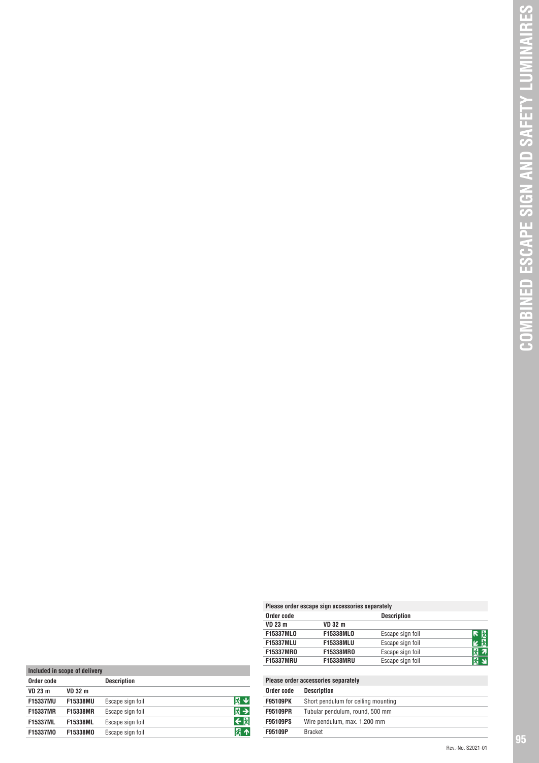| Included in scope of delivery | | | |
|---|---|---|---|
| Order code | | Description | |
| VD 23 m | VD 32 m | | |
| F15337MU | F15338MU | Escape sign foil | |
| F15337MR | F15338MR | Escape sign foil | |
| F15337ML | F15338ML | Escape sign foil | |
| F15337MO | F15338MO | Escape sign foil | |

| Please order escape sign accessories separately | | | |
|---|---|---|---|
| Order code | | Description | |
| VD 23 m | VD 32 m | | |
| F15337MLO | F15338MLO | Escape sign foil | |
| F15337MLU | F15338MLU | Escape sign foil | |
| F15337MRO | F15338MRO | Escape sign foil | |
| F15337MRU | F15338MRU | Escape sign foil | |

| Please order accessories separately | |
|---|---|
| Order code | Description |
| F95109PK | Short pendulum for ceiling mounting |
| F95109PR | Tubular pendulum, round, 500 mm |
| F95109PS | Wire pendulum, max. 1.200 mm |
| F95109P | Bracket |

Rev.-No. S2021-01